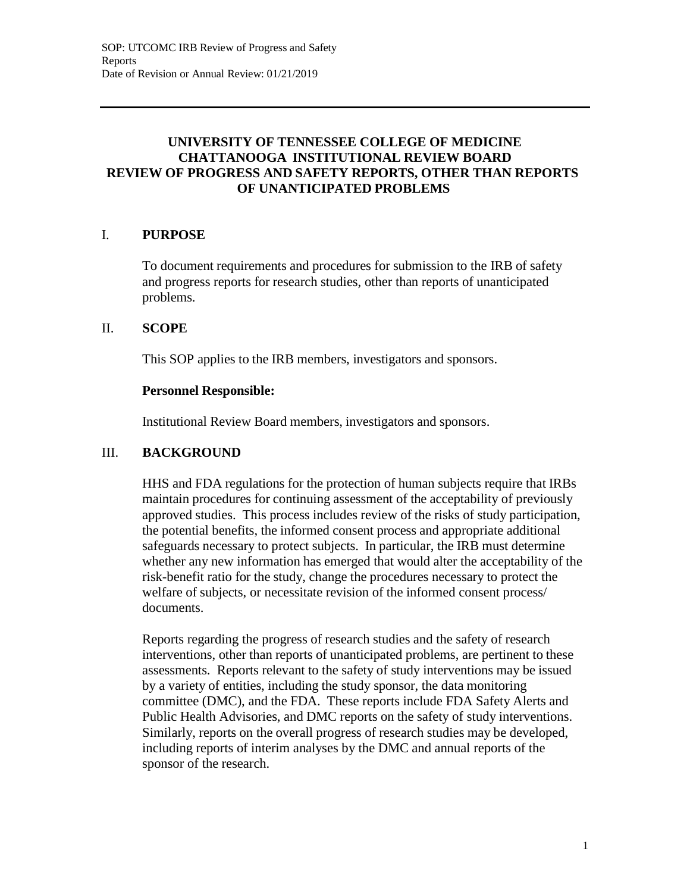# UNIVERSITY OF TENNESSEE COLLEGE OF MEDICINE CHATTANOOGA INSTITUTIONAL REVIEW BOARD REVIEW OF PROGRESS AND SAFETY REPORTS, OTHER THAN REPORTS OF UNANTICIPATED PROBLEMS

## I. PURPOSE

To document requirements and procedures for submission to the IRB of safety and progress reports for research studies, other than reports of unanticipated problems.

## II. SCOPE

This SOP applies to the IRB members, investigators and sponsors.

**Personnel Responsible:**

Institutional Review Board members, investigators and sponsors.

## III. BACKGROUND

HHS and FDA regulations for the protection of human subjects require that IRBs maintain procedures for continuing assessment of the acceptability of previously approved studies. This process includes review of the risks of study participation, the potential benefits, the informed consent process and appropriate additional safeguards necessary to protect subjects. In particular, the IRB must determine whether any new information has emerged that would alter the acceptability of the risk-benefit ratio for the study, change the procedures necessary to protect the welfare of subjects, or necessitate revision of the informed consent process/ documents.

Reports regarding the progress of research studies and the safety of research interventions, other than reports of unanticipated problems, are pertinent to these assessments. Reports relevant to the safety of study interventions may be issued by a variety of entities, including the study sponsor, the data monitoring committee (DMC), and the FDA. These reports include FDA Safety Alerts and Public Health Advisories, and DMC reports on the safety of study interventions. Similarly, reports on the overall progress of research studies may be developed, including reports of interim analyses by the DMC and annual reports of the sponsor of the research.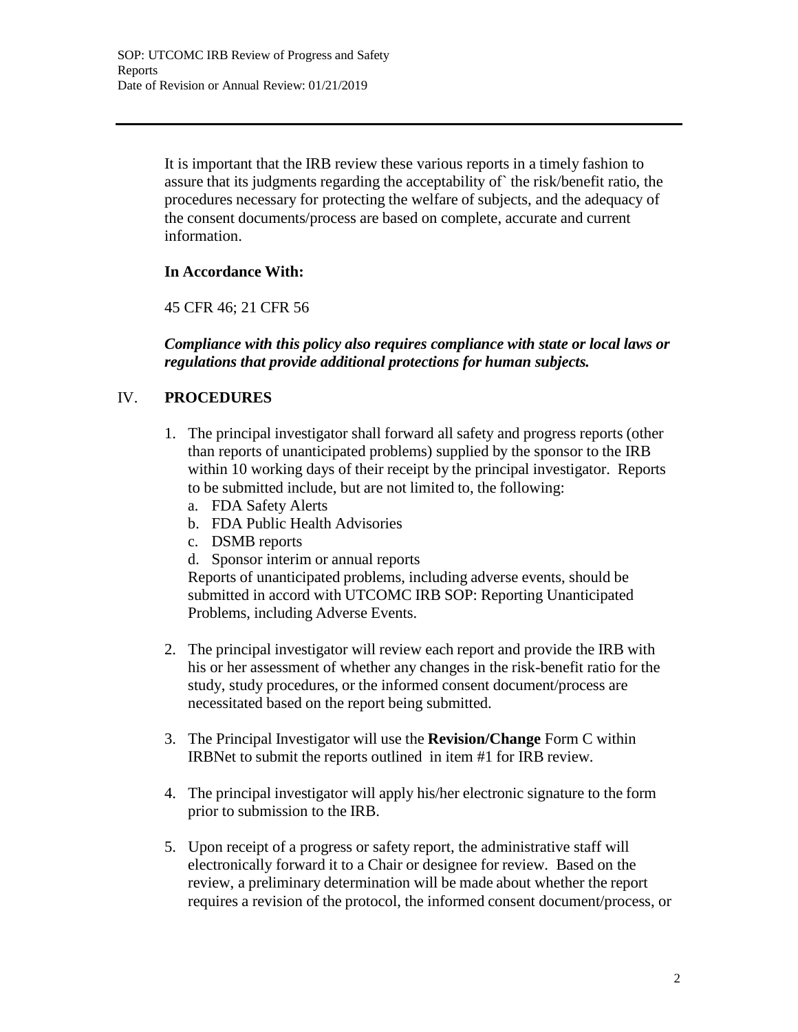It is important that the IRB review these various reports in a timely fashion to assure that its judgments regarding the acceptability of` the risk/benefit ratio, the procedures necessary for protecting the welfare of subjects, and the adequacy of the consent documents/process are based on complete, accurate and current information.

**In Accordance With:**

45 CFR 46; 21 CFR 56

***Compliance with this policy also requires compliance with state or local laws or regulations that provide additional protections for human subjects.***

## IV. PROCEDURES

1. The principal investigator shall forward all safety and progress reports (other than reports of unanticipated problems) supplied by the sponsor to the IRB within 10 working days of their receipt by the principal investigator. Reports to be submitted include, but are not limited to, the following:
   a. FDA Safety Alerts
   b. FDA Public Health Advisories
   c. DSMB reports
   d. Sponsor interim or annual reports

   Reports of unanticipated problems, including adverse events, should be submitted in accord with UTCOMC IRB SOP: Reporting Unanticipated Problems, including Adverse Events.

2. The principal investigator will review each report and provide the IRB with his or her assessment of whether any changes in the risk-benefit ratio for the study, study procedures, or the informed consent document/process are necessitated based on the report being submitted.

3. The Principal Investigator will use the **Revision/Change** Form C within IRBNet to submit the reports outlined in item #1 for IRB review.

4. The principal investigator will apply his/her electronic signature to the form prior to submission to the IRB.

5. Upon receipt of a progress or safety report, the administrative staff will electronically forward it to a Chair or designee for review. Based on the review, a preliminary determination will be made about whether the report requires a revision of the protocol, the informed consent document/process, or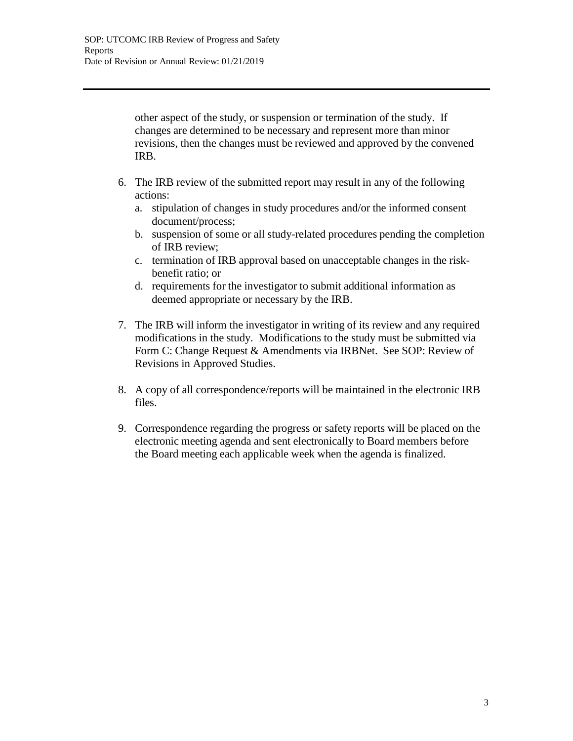other aspect of the study, or suspension or termination of the study. If changes are determined to be necessary and represent more than minor revisions, then the changes must be reviewed and approved by the convened IRB.

6. The IRB review of the submitted report may result in any of the following actions:
   a. stipulation of changes in study procedures and/or the informed consent document/process;
   b. suspension of some or all study-related procedures pending the completion of IRB review;
   c. termination of IRB approval based on unacceptable changes in the risk-benefit ratio; or
   d. requirements for the investigator to submit additional information as deemed appropriate or necessary by the IRB.

7. The IRB will inform the investigator in writing of its review and any required modifications in the study. Modifications to the study must be submitted via Form C: Change Request & Amendments via IRBNet. See SOP: Review of Revisions in Approved Studies.

8. A copy of all correspondence/reports will be maintained in the electronic IRB files.

9. Correspondence regarding the progress or safety reports will be placed on the electronic meeting agenda and sent electronically to Board members before the Board meeting each applicable week when the agenda is finalized.